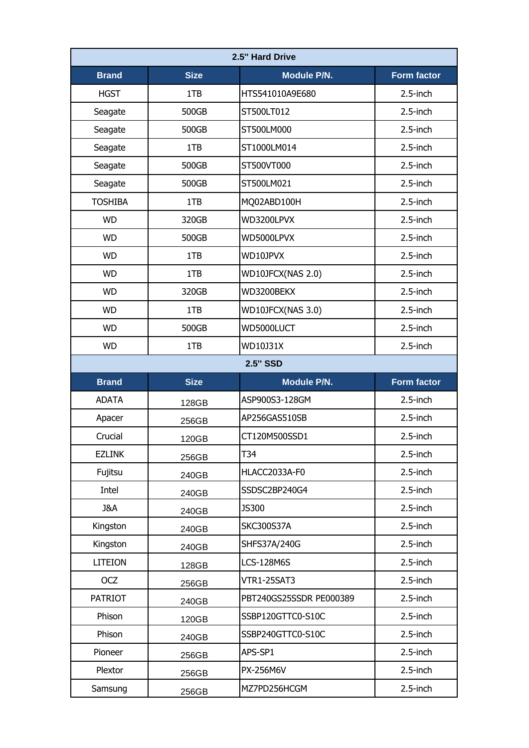| 2.5" Hard Drive | | | |
|---|---|---|---|
| **Brand** | **Size** | **Module P/N.** | **Form factor** |
| HGST | 1TB | HTS541010A9E680 | 2.5-inch |
| Seagate | 500GB | ST500LT012 | 2.5-inch |
| Seagate | 500GB | ST500LM000 | 2.5-inch |
| Seagate | 1TB | ST1000LM014 | 2.5-inch |
| Seagate | 500GB | ST500VT000 | 2.5-inch |
| Seagate | 500GB | ST500LM021 | 2.5-inch |
| TOSHIBA | 1TB | MQ02ABD100H | 2.5-inch |
| WD | 320GB | WD3200LPVX | 2.5-inch |
| WD | 500GB | WD5000LPVX | 2.5-inch |
| WD | 1TB | WD10JPVX | 2.5-inch |
| WD | 1TB | WD10JFCX(NAS 2.0) | 2.5-inch |
| WD | 320GB | WD3200BEKX | 2.5-inch |
| WD | 1TB | WD10JFCX(NAS 3.0) | 2.5-inch |
| WD | 500GB | WD5000LUCT | 2.5-inch |
| WD | 1TB | WD10J31X | 2.5-inch |

| 2.5" SSD | | | |
|---|---|---|---|
| **Brand** | **Size** | **Module P/N.** | **Form factor** |
| ADATA | 128GB | ASP900S3-128GM | 2.5-inch |
| Apacer | 256GB | AP256GAS510SB | 2.5-inch |
| Crucial | 120GB | CT120M500SSD1 | 2.5-inch |
| EZLINK | 256GB | T34 | 2.5-inch |
| Fujitsu | 240GB | HLACC2033A-F0 | 2.5-inch |
| Intel | 240GB | SSDSC2BP240G4 | 2.5-inch |
| J&A | 240GB | JS300 | 2.5-inch |
| Kingston | 240GB | SKC300S37A | 2.5-inch |
| Kingston | 240GB | SHFS37A/240G | 2.5-inch |
| LITEION | 128GB | LCS-128M6S | 2.5-inch |
| OCZ | 256GB | VTR1-25SAT3 | 2.5-inch |
| PATRIOT | 240GB | PBT240GS25SSDR PE000389 | 2.5-inch |
| Phison | 120GB | SSBP120GTTC0-S10C | 2.5-inch |
| Phison | 240GB | SSBP240GTTC0-S10C | 2.5-inch |
| Pioneer | 256GB | APS-SP1 | 2.5-inch |
| Plextor | 256GB | PX-256M6V | 2.5-inch |
| Samsung | 256GB | MZ7PD256HCGM | 2.5-inch |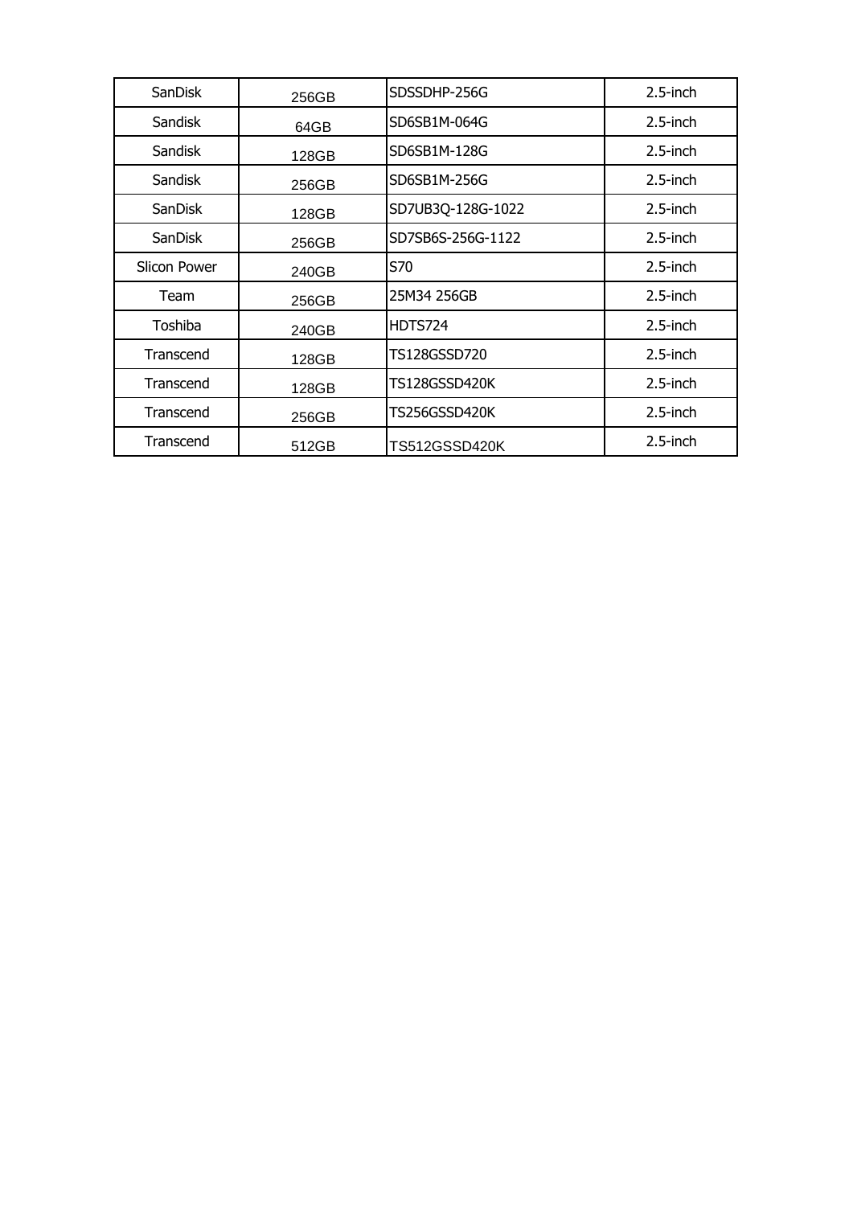| | | | |
|---|---|---|---|
| SanDisk | 256GB | SDSSDHP-256G | 2.5-inch |
| Sandisk | 64GB | SD6SB1M-064G | 2.5-inch |
| Sandisk | 128GB | SD6SB1M-128G | 2.5-inch |
| Sandisk | 256GB | SD6SB1M-256G | 2.5-inch |
| SanDisk | 128GB | SD7UB3Q-128G-1022 | 2.5-inch |
| SanDisk | 256GB | SD7SB6S-256G-1122 | 2.5-inch |
| Slicon Power | 240GB | S70 | 2.5-inch |
| Team | 256GB | 25M34 256GB | 2.5-inch |
| Toshiba | 240GB | HDTS724 | 2.5-inch |
| Transcend | 128GB | TS128GSSD720 | 2.5-inch |
| Transcend | 128GB | TS128GSSD420K | 2.5-inch |
| Transcend | 256GB | TS256GSSD420K | 2.5-inch |
| Transcend | 512GB | TS512GSSD420K | 2.5-inch |